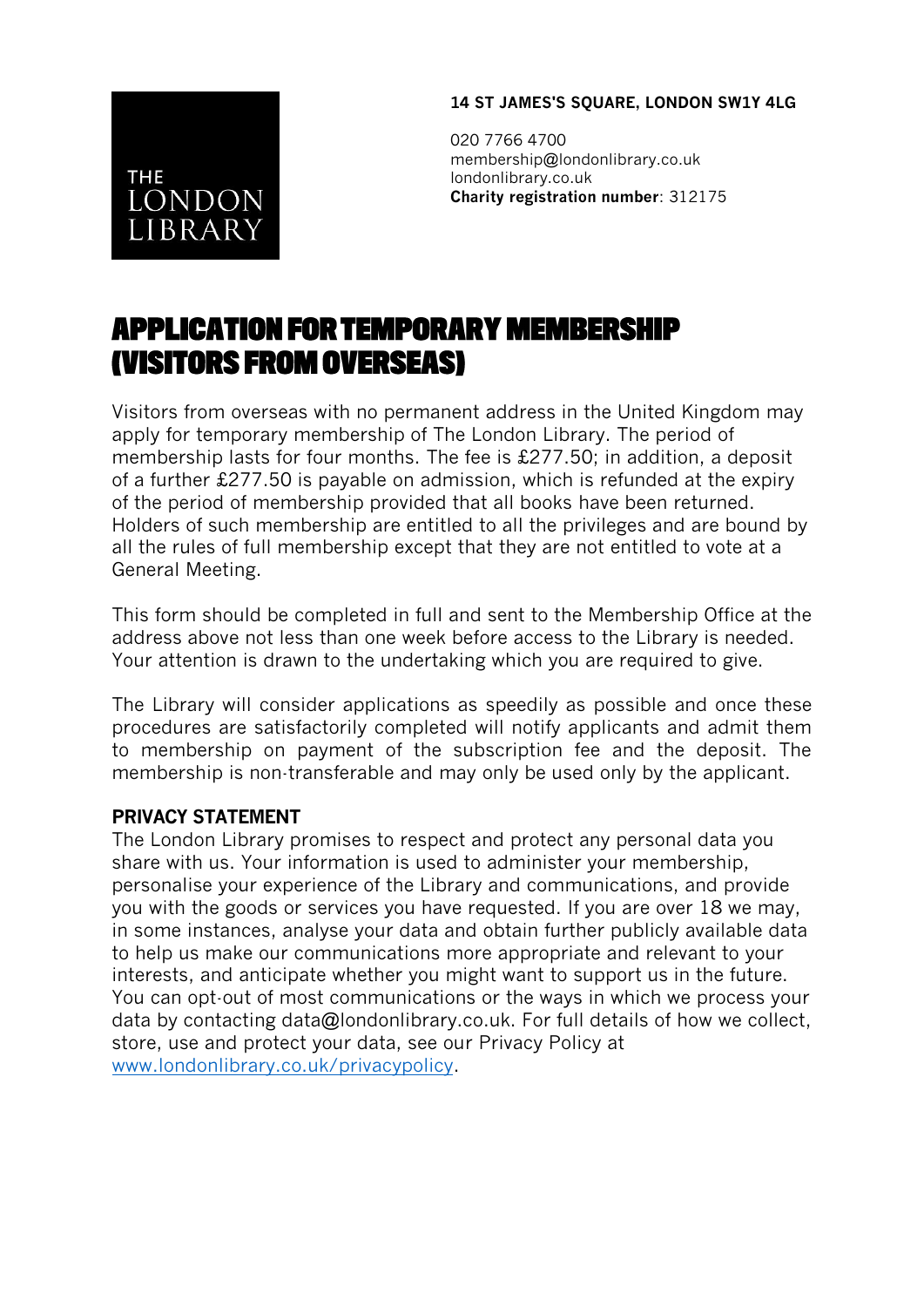THE LONDON LIBRARY

**14 ST JAMES'S SQUARE, LONDON SW1Y 4LG**

020 7766 4700
membership@londonlibrary.co.uk
londonlibrary.co.uk
**Charity registration number**: 312175

# APPLICATION FOR TEMPORARY MEMBERSHIP (VISITORS FROM OVERSEAS)

Visitors from overseas with no permanent address in the United Kingdom may apply for temporary membership of The London Library. The period of membership lasts for four months. The fee is £277.50; in addition, a deposit of a further £277.50 is payable on admission, which is refunded at the expiry of the period of membership provided that all books have been returned. Holders of such membership are entitled to all the privileges and are bound by all the rules of full membership except that they are not entitled to vote at a General Meeting.

This form should be completed in full and sent to the Membership Office at the address above not less than one week before access to the Library is needed. Your attention is drawn to the undertaking which you are required to give.

The Library will consider applications as speedily as possible and once these procedures are satisfactorily completed will notify applicants and admit them to membership on payment of the subscription fee and the deposit. The membership is non-transferable and may only be used only by the applicant.

**PRIVACY STATEMENT**

The London Library promises to respect and protect any personal data you share with us. Your information is used to administer your membership, personalise your experience of the Library and communications, and provide you with the goods or services you have requested. If you are over 18 we may, in some instances, analyse your data and obtain further publicly available data to help us make our communications more appropriate and relevant to your interests, and anticipate whether you might want to support us in the future. You can opt-out of most communications or the ways in which we process your data by contacting data@londonlibrary.co.uk. For full details of how we collect, store, use and protect your data, see our Privacy Policy at [www.londonlibrary.co.uk/privacypolicy](www.londonlibrary.co.uk/privacypolicy).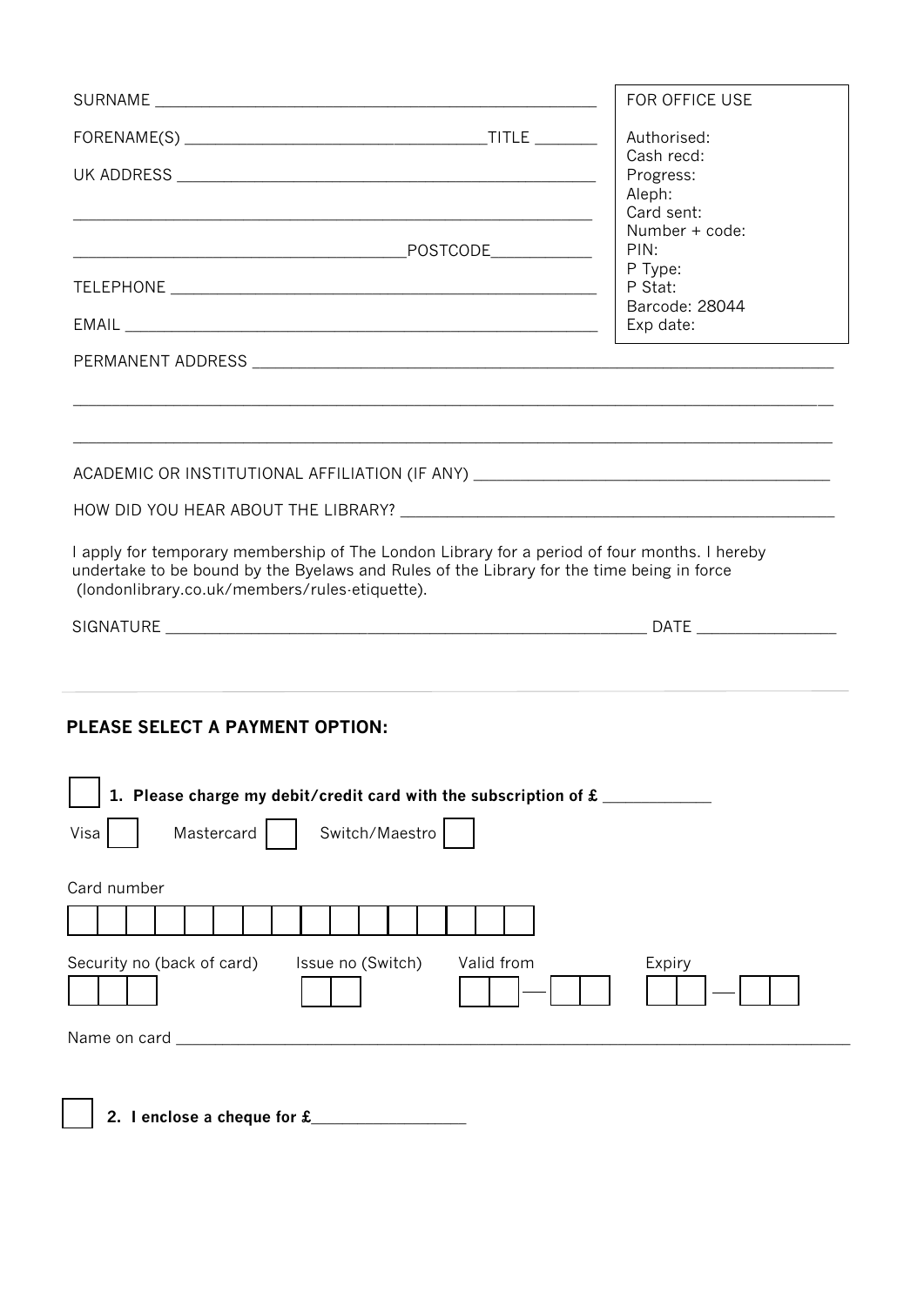SURNAME ____________________________________________

FORENAME(S) ______________________________ TITLE _______

UK ADDRESS ________________________________________

__________________________________________________

_________________________________ POSTCODE ___________

TELEPHONE _________________________________________

EMAIL _____________________________________________

| FOR OFFICE USE |
|---|
| Authorised: |
| Cash recd: |
| Progress: |
| Aleph: |
| Card sent: |
| Number + code: |
| PIN: |
| P Type: |
| P Stat: |
| Barcode: 28044 |
| Exp date: |

PERMANENT ADDRESS ___________________________________________________________

______________________________________________________________________________

______________________________________________________________________________

ACADEMIC OR INSTITUTIONAL AFFILIATION (IF ANY) ____________________________________

HOW DID YOU HEAR ABOUT THE LIBRARY? ___________________________________________

I apply for temporary membership of The London Library for a period of four months. I hereby undertake to be bound by the Byelaws and Rules of the Library for the time being in force (londonlibrary.co.uk/members/rules-etiquette).

SIGNATURE ____________________________________________ DATE _______________

---

## PLEASE SELECT A PAYMENT OPTION:

☐ **1. Please charge my debit/credit card with the subscription of £ ___________**

Visa ☐ Mastercard ☐ Switch/Maestro ☐

Card number

☐☐☐☐☐☐☐☐☐☐☐☐☐☐☐☐

Security no (back of card) ☐☐☐ Issue no (Switch) ☐☐ Valid from ☐☐ — ☐☐ Expiry ☐☐ — ☐☐

Name on card ____________________________________________________________________

☐ **2. I enclose a cheque for £_________________**